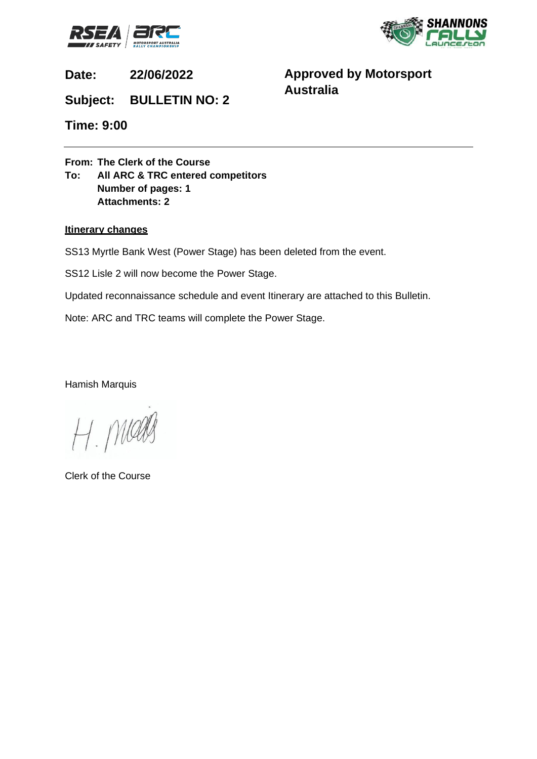**Date:** **22/06/2022**

**Subject:** **BULLETIN NO: 2**

**Time: 9:00**

**Approved by Motorsport Australia**

---

**From: The Clerk of the Course**
**To: All ARC & TRC entered competitors**
**Number of pages: 1**
**Attachments: 2**

**Itinerary changes**

SS13 Myrtle Bank West (Power Stage) has been deleted from the event.

SS12 Lisle 2 will now become the Power Stage.

Updated reconnaissance schedule and event Itinerary are attached to this Bulletin.

Note: ARC and TRC teams will complete the Power Stage.

Hamish Marquis

Clerk of the Course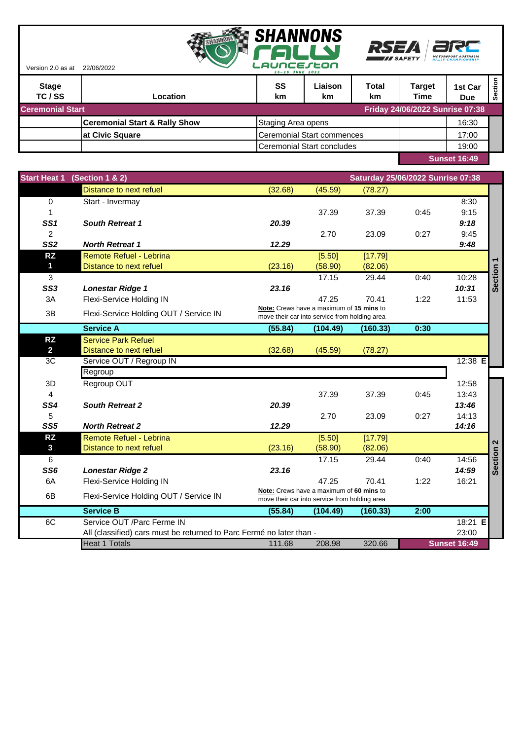Version 2.0 as at 22/06/2022

SHANNONS RALLY LAUNCESTON 25-26 JUNE 2022

| Stage TC / SS | Location | SS km | Liaison km | Total km | Target Time | 1st Car Due | Section |
|---|---|---|---|---|---|---|---|
| **Ceremonial Start** | | | | | **Friday 24/06/2022 Sunrise 07:38** | | |
| | **Ceremonial Start & Rally Show** | Staging Area opens | | | | 16:30 | |
| | **at Civic Square** | Ceremonial Start commences | | | | 17:00 | |
| | | Ceremonial Start concludes | | | | 19:00 | |
| | | | | | | **Sunset 16:49** | |
| **Start Heat 1 (Section 1 & 2)** | | | | | **Saturday 25/06/2022 Sunrise 07:38** | | |
| | Distance to next refuel | (32.68) | (45.59) | (78.27) | | | Section 1 |
| 0 | Start - Invermay | | | | | 8:30 | Section 1 |
| 1 | | | 37.39 | 37.39 | 0:45 | 9:15 | Section 1 |
| ***SS1*** | ***South Retreat 1*** | ***20.39*** | | | | ***9:18*** | Section 1 |
| 2 | | | 2.70 | 23.09 | 0:27 | 9:45 | Section 1 |
| ***SS2*** | ***North Retreat 1*** | ***12.29*** | | | | ***9:48*** | Section 1 |
| **RZ 1** | Remote Refuel - Lebrina | | [5.50] | [17.79] | | | Section 1 |
| | Distance to next refuel | (23.16) | (58.90) | (82.06) | | | Section 1 |
| 3 | | | 17.15 | 29.44 | 0:40 | 10:28 | Section 1 |
| ***SS3*** | ***Lonestar Ridge 1*** | ***23.16*** | | | | ***10:31*** | Section 1 |
| 3A | Flexi-Service Holding IN | | 47.25 | 70.41 | 1:22 | 11:53 | Section 1 |
| 3B | Flexi-Service Holding OUT / Service IN | **Note:** Crews have a maximum of **15 mins** to move their car into service from holding area | | | | | Section 1 |
| | **Service A** | **(55.84)** | **(104.49)** | **(160.33)** | **0:30** | | Section 1 |
| **RZ 2** | Service Park Refuel | | | | | | Section 1 |
| | Distance to next refuel | (32.68) | (45.59) | (78.27) | | | Section 1 |
| 3C | Service OUT / Regroup IN | | | | | 12:38 **E** | Section 1 |
| | Regroup | | | | | | |
| 3D | Regroup OUT | | | | | 12:58 | Section 2 |
| 4 | | | 37.39 | 37.39 | 0:45 | 13:43 | Section 2 |
| ***SS4*** | ***South Retreat 2*** | ***20.39*** | | | | ***13:46*** | Section 2 |
| 5 | | | 2.70 | 23.09 | 0:27 | 14:13 | Section 2 |
| ***SS5*** | ***North Retreat 2*** | ***12.29*** | | | | ***14:16*** | Section 2 |
| **RZ 3** | Remote Refuel - Lebrina | | [5.50] | [17.79] | | | Section 2 |
| | Distance to next refuel | (23.16) | (58.90) | (82.06) | | | Section 2 |
| 6 | | | 17.15 | 29.44 | 0:40 | 14:56 | Section 2 |
| ***SS6*** | ***Lonestar Ridge 2*** | ***23.16*** | | | | ***14:59*** | Section 2 |
| 6A | Flexi-Service Holding IN | | 47.25 | 70.41 | 1:22 | 16:21 | Section 2 |
| 6B | Flexi-Service Holding OUT / Service IN | **Note:** Crews have a maximum of **60 mins** to move their car into service from holding area | | | | | Section 2 |
| | **Service B** | **(55.84)** | **(104.49)** | **(160.33)** | **2:00** | | Section 2 |
| 6C | Service OUT /Parc Ferme IN | | | | | 18:21 **E** | Section 2 |
| | All (classified) cars must be returned to Parc Fermé no later than - | | | | | 23:00 | Section 2 |
| | Heat 1 Totals | 111.68 | 208.98 | 320.66 | **Sunset 16:49** | | |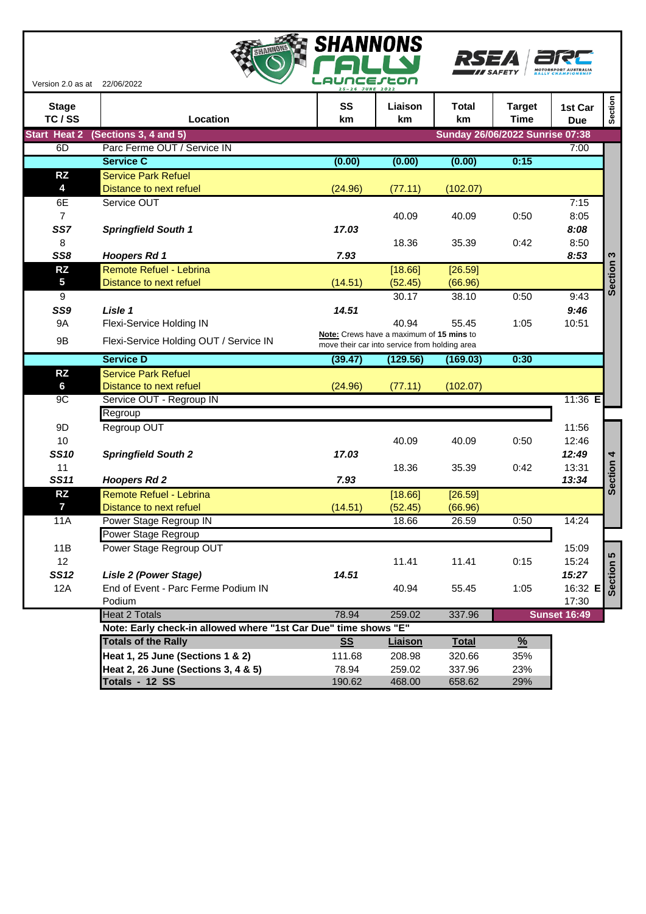Version 2.0 as at 22/06/2022

# SHANNONS RALLY LAUNCESTON

25-26 JUNE 2022

RSEA SAFETY | ARC MOTORSPORT AUSTRALIA RALLY CHAMPIONSHIP

| Stage TC / SS | Location | SS km | Liaison km | Total km | Target Time | 1st Car Due | Section |
|---|---|---|---|---|---|---|---|
| **Start Heat 2** | **(Sections 3, 4 and 5)** | | | **Sunday 26/06/2022 Sunrise 07:38** | | | |
| 6D | Parc Ferme OUT / Service IN | | | | | 7:00 | Section 3 |
| | **Service C** | **(0.00)** | **(0.00)** | **(0.00)** | **0:15** | | Section 3 |
| **RZ 4** | Service Park Refuel<br>Distance to next refuel | (24.96) | (77.11) | (102.07) | | | Section 3 |
| 6E | Service OUT | | | | | 7:15 | Section 3 |
| 7 | | | 40.09 | 40.09 | 0:50 | 8:05 | Section 3 |
| ***SS7*** | ***Springfield South 1*** | ***17.03*** | | | | ***8:08*** | Section 3 |
| 8 | | | 18.36 | 35.39 | 0:42 | 8:50 | Section 3 |
| ***SS8*** | ***Hoopers Rd 1*** | ***7.93*** | | | | ***8:53*** | Section 3 |
| **RZ 5** | Remote Refuel - Lebrina<br>Distance to next refuel | (14.51) | [18.66]<br>(52.45) | [26.59]<br>(66.96) | | | Section 3 |
| 9 | | | 30.17 | 38.10 | 0:50 | 9:43 | Section 3 |
| ***SS9*** | ***Lisle 1*** | ***14.51*** | | | | ***9:46*** | Section 3 |
| 9A | Flexi-Service Holding IN | | 40.94 | 55.45 | 1:05 | 10:51 | Section 3 |
| 9B | Flexi-Service Holding OUT / Service IN | **Note:** Crews have a maximum of **15 mins** to move their car into service from holding area | | | | | Section 3 |
| | **Service D** | **(39.47)** | **(129.56)** | **(169.03)** | **0:30** | | Section 3 |
| **RZ 6** | Service Park Refuel<br>Distance to next refuel | (24.96) | (77.11) | (102.07) | | | Section 3 |
| 9C | Service OUT - Regroup IN | | | | | 11:36 E | Section 3 |
| | Regroup | | | | | | |
| 9D | Regroup OUT | | | | | 11:56 | Section 4 |
| 10 | | | 40.09 | 40.09 | 0:50 | 12:46 | Section 4 |
| ***SS10*** | ***Springfield South 2*** | ***17.03*** | | | | ***12:49*** | Section 4 |
| 11 | | | 18.36 | 35.39 | 0:42 | 13:31 | Section 4 |
| ***SS11*** | ***Hoopers Rd 2*** | ***7.93*** | | | | ***13:34*** | Section 4 |
| **RZ 7** | Remote Refuel - Lebrina<br>Distance to next refuel | (14.51) | [18.66]<br>(52.45) | [26.59]<br>(66.96) | | | Section 4 |
| 11A | Power Stage Regroup IN | | 18.66 | 26.59 | 0:50 | 14:24 | Section 4 |
| | Power Stage Regroup | | | | | | |
| 11B | Power Stage Regroup OUT | | | | | 15:09 | Section 5 |
| 12 | | | 11.41 | 11.41 | 0:15 | 15:24 | Section 5 |
| ***SS12*** | ***Lisle 2 (Power Stage)*** | ***14.51*** | | | | ***15:27*** | Section 5 |
| 12A | End of Event - Parc Ferme Podium IN | | 40.94 | 55.45 | 1:05 | 16:32 E | Section 5 |
| | Podium | | | | | 17:30 | Section 5 |
| | Heat 2 Totals | 78.94 | 259.02 | 337.96 | **Sunset 16:49** | | |

**Note: Early check-in allowed where "1st Car Due" time shows "E"**

| Totals of the Rally | SS | Liaison | Total | % |
|---|---|---|---|---|
| **Heat 1, 25 June (Sections 1 & 2)** | 111.68 | 208.98 | 320.66 | 35% |
| **Heat 2, 26 June (Sections 3, 4 & 5)** | 78.94 | 259.02 | 337.96 | 23% |
| **Totals - 12 SS** | 190.62 | 468.00 | 658.62 | 29% |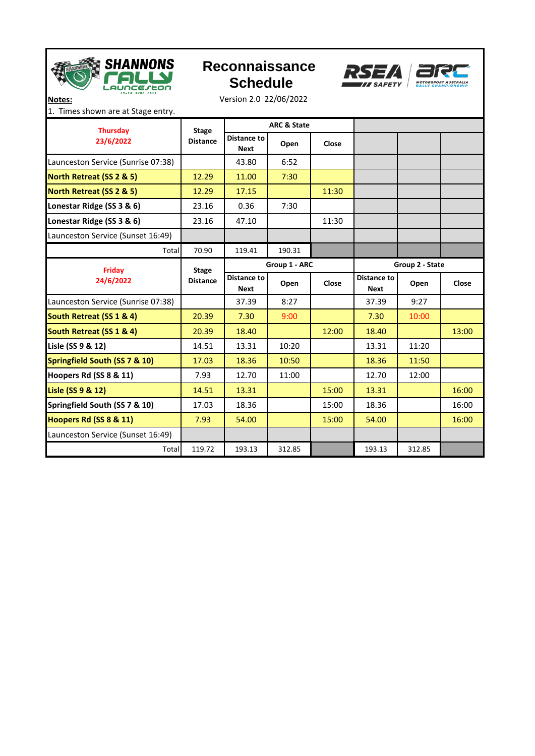# Reconnaissance Schedule

Version 2.0 22/06/2022

**Notes:**

1. Times shown are at Stage entry.

| Thursday 23/6/2022 | Stage Distance | ARC & State | | | | | |
|---|---|---|---|---|---|---|---|
| | | Distance to Next | Open | Close | | | |
| Launceston Service (Sunrise 07:38) | | 43.80 | 6:52 | | | | |
| **North Retreat (SS 2 & 5)** | 12.29 | 11.00 | 7:30 | | | | |
| **North Retreat (SS 2 & 5)** | 12.29 | 17.15 | | 11:30 | | | |
| **Lonestar Ridge (SS 3 & 6)** | 23.16 | 0.36 | 7:30 | | | | |
| **Lonestar Ridge (SS 3 & 6)** | 23.16 | 47.10 | | 11:30 | | | |
| Launceston Service (Sunset 16:49) | | | | | | | |
| Total | 70.90 | 119.41 | 190.31 | | | | |

| Friday 24/6/2022 | Stage Distance | Group 1 - ARC | | | Group 2 - State | | |
|---|---|---|---|---|---|---|---|
| | | Distance to Next | Open | Close | Distance to Next | Open | Close |
| Launceston Service (Sunrise 07:38) | | 37.39 | 8:27 | | 37.39 | 9:27 | |
| **South Retreat (SS 1 & 4)** | 20.39 | 7.30 | 9:00 | | 7.30 | 10:00 | |
| **South Retreat (SS 1 & 4)** | 20.39 | 18.40 | | 12:00 | 18.40 | | 13:00 |
| **Lisle (SS 9 & 12)** | 14.51 | 13.31 | 10:20 | | 13.31 | 11:20 | |
| **Springfield South (SS 7 & 10)** | 17.03 | 18.36 | 10:50 | | 18.36 | 11:50 | |
| **Hoopers Rd (SS 8 & 11)** | 7.93 | 12.70 | 11:00 | | 12.70 | 12:00 | |
| **Lisle (SS 9 & 12)** | 14.51 | 13.31 | | 15:00 | 13.31 | | 16:00 |
| **Springfield South (SS 7 & 10)** | 17.03 | 18.36 | | 15:00 | 18.36 | | 16:00 |
| **Hoopers Rd (SS 8 & 11)** | 7.93 | 54.00 | | 15:00 | 54.00 | | 16:00 |
| Launceston Service (Sunset 16:49) | | | | | | | |
| Total | 119.72 | 193.13 | 312.85 | | 193.13 | 312.85 | |